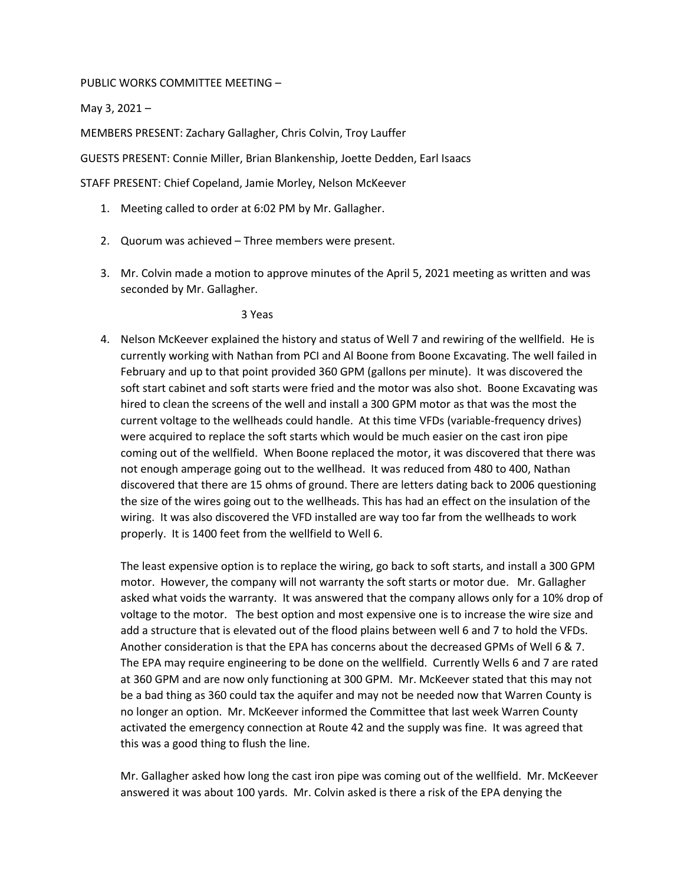PUBLIC WORKS COMMITTEE MEETING –

May 3, 2021 –

MEMBERS PRESENT: Zachary Gallagher, Chris Colvin, Troy Lauffer

GUESTS PRESENT: Connie Miller, Brian Blankenship, Joette Dedden, Earl Isaacs

STAFF PRESENT: Chief Copeland, Jamie Morley, Nelson McKeever

1. Meeting called to order at 6:02 PM by Mr. Gallagher.

2. Quorum was achieved – Three members were present.

3. Mr. Colvin made a motion to approve minutes of the April 5, 2021 meeting as written and was seconded by Mr. Gallagher.

   3 Yeas

4. Nelson McKeever explained the history and status of Well 7 and rewiring of the wellfield. He is currently working with Nathan from PCI and Al Boone from Boone Excavating. The well failed in February and up to that point provided 360 GPM (gallons per minute). It was discovered the soft start cabinet and soft starts were fried and the motor was also shot. Boone Excavating was hired to clean the screens of the well and install a 300 GPM motor as that was the most the current voltage to the wellheads could handle. At this time VFDs (variable-frequency drives) were acquired to replace the soft starts which would be much easier on the cast iron pipe coming out of the wellfield. When Boone replaced the motor, it was discovered that there was not enough amperage going out to the wellhead. It was reduced from 480 to 400, Nathan discovered that there are 15 ohms of ground. There are letters dating back to 2006 questioning the size of the wires going out to the wellheads. This has had an effect on the insulation of the wiring. It was also discovered the VFD installed are way too far from the wellheads to work properly. It is 1400 feet from the wellfield to Well 6.

   The least expensive option is to replace the wiring, go back to soft starts, and install a 300 GPM motor. However, the company will not warranty the soft starts or motor due. Mr. Gallagher asked what voids the warranty. It was answered that the company allows only for a 10% drop of voltage to the motor. The best option and most expensive one is to increase the wire size and add a structure that is elevated out of the flood plains between well 6 and 7 to hold the VFDs. Another consideration is that the EPA has concerns about the decreased GPMs of Well 6 & 7. The EPA may require engineering to be done on the wellfield. Currently Wells 6 and 7 are rated at 360 GPM and are now only functioning at 300 GPM. Mr. McKeever stated that this may not be a bad thing as 360 could tax the aquifer and may not be needed now that Warren County is no longer an option. Mr. McKeever informed the Committee that last week Warren County activated the emergency connection at Route 42 and the supply was fine. It was agreed that this was a good thing to flush the line.

   Mr. Gallagher asked how long the cast iron pipe was coming out of the wellfield. Mr. McKeever answered it was about 100 yards. Mr. Colvin asked is there a risk of the EPA denying the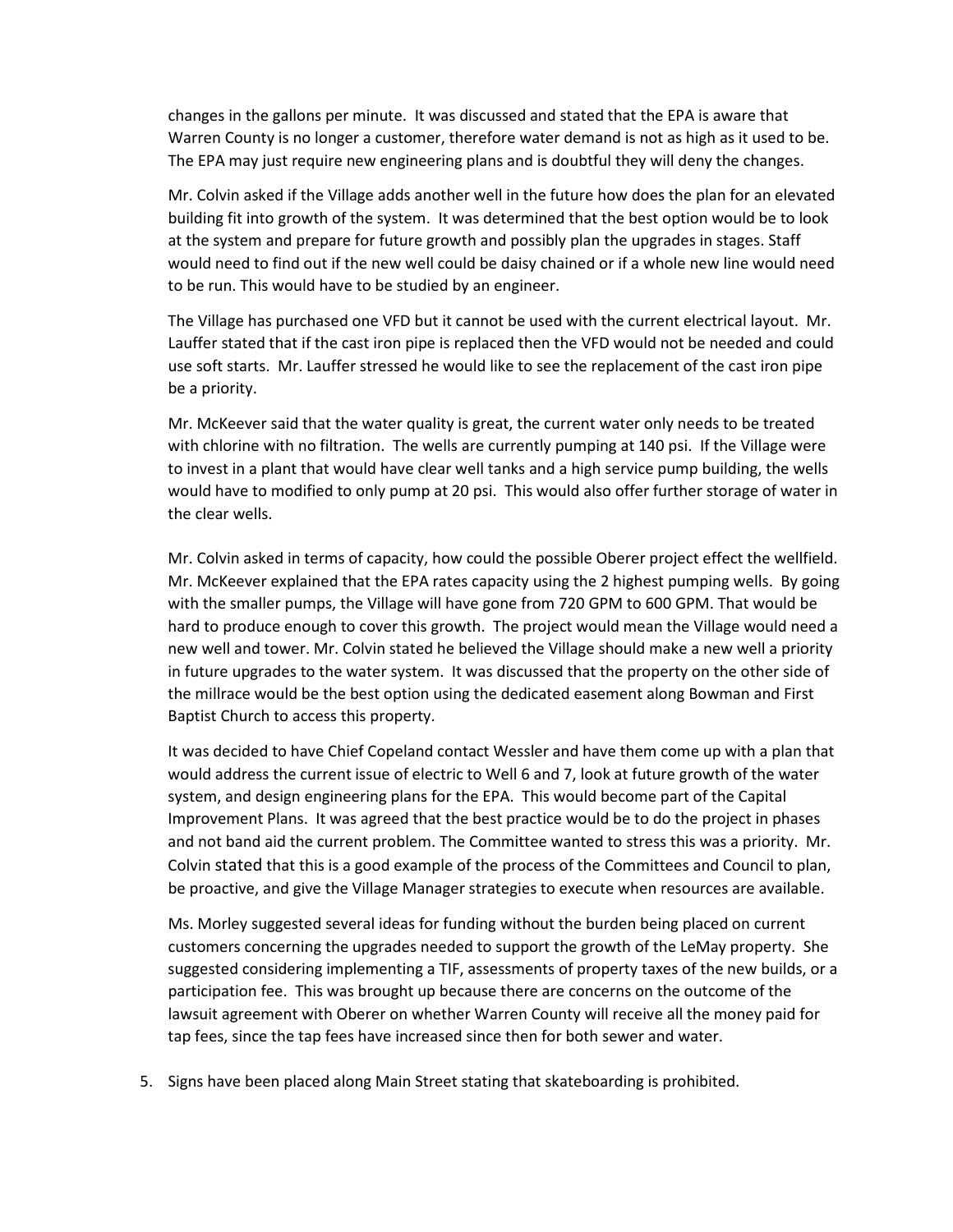changes in the gallons per minute. It was discussed and stated that the EPA is aware that Warren County is no longer a customer, therefore water demand is not as high as it used to be. The EPA may just require new engineering plans and is doubtful they will deny the changes.

Mr. Colvin asked if the Village adds another well in the future how does the plan for an elevated building fit into growth of the system. It was determined that the best option would be to look at the system and prepare for future growth and possibly plan the upgrades in stages. Staff would need to find out if the new well could be daisy chained or if a whole new line would need to be run. This would have to be studied by an engineer.

The Village has purchased one VFD but it cannot be used with the current electrical layout. Mr. Lauffer stated that if the cast iron pipe is replaced then the VFD would not be needed and could use soft starts. Mr. Lauffer stressed he would like to see the replacement of the cast iron pipe be a priority.

Mr. McKeever said that the water quality is great, the current water only needs to be treated with chlorine with no filtration. The wells are currently pumping at 140 psi. If the Village were to invest in a plant that would have clear well tanks and a high service pump building, the wells would have to modified to only pump at 20 psi. This would also offer further storage of water in the clear wells.

Mr. Colvin asked in terms of capacity, how could the possible Oberer project effect the wellfield. Mr. McKeever explained that the EPA rates capacity using the 2 highest pumping wells. By going with the smaller pumps, the Village will have gone from 720 GPM to 600 GPM. That would be hard to produce enough to cover this growth. The project would mean the Village would need a new well and tower. Mr. Colvin stated he believed the Village should make a new well a priority in future upgrades to the water system. It was discussed that the property on the other side of the millrace would be the best option using the dedicated easement along Bowman and First Baptist Church to access this property.

It was decided to have Chief Copeland contact Wessler and have them come up with a plan that would address the current issue of electric to Well 6 and 7, look at future growth of the water system, and design engineering plans for the EPA. This would become part of the Capital Improvement Plans. It was agreed that the best practice would be to do the project in phases and not band aid the current problem. The Committee wanted to stress this was a priority. Mr. Colvin stated that this is a good example of the process of the Committees and Council to plan, be proactive, and give the Village Manager strategies to execute when resources are available.

Ms. Morley suggested several ideas for funding without the burden being placed on current customers concerning the upgrades needed to support the growth of the LeMay property. She suggested considering implementing a TIF, assessments of property taxes of the new builds, or a participation fee. This was brought up because there are concerns on the outcome of the lawsuit agreement with Oberer on whether Warren County will receive all the money paid for tap fees, since the tap fees have increased since then for both sewer and water.

5. Signs have been placed along Main Street stating that skateboarding is prohibited.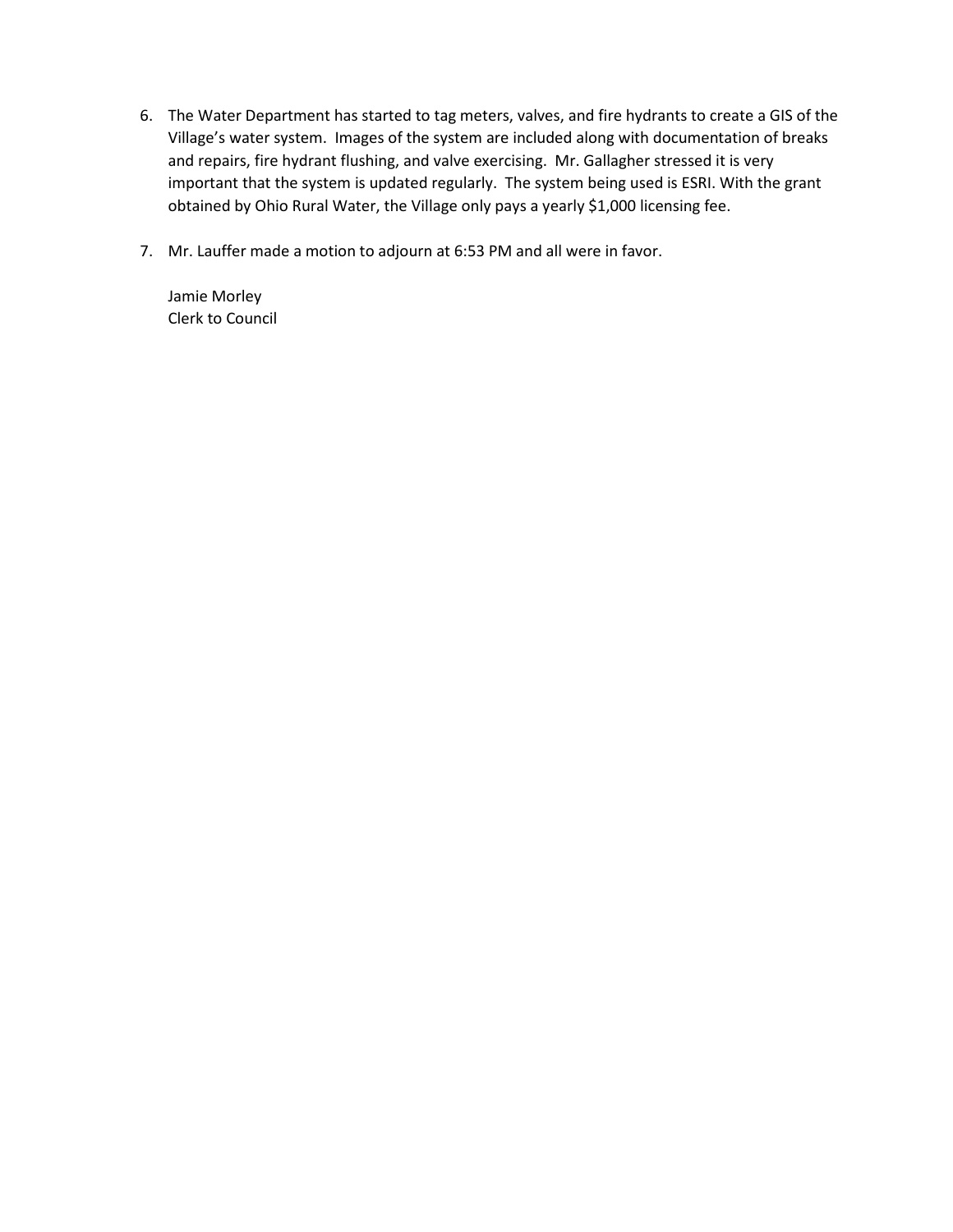6. The Water Department has started to tag meters, valves, and fire hydrants to create a GIS of the Village's water system. Images of the system are included along with documentation of breaks and repairs, fire hydrant flushing, and valve exercising. Mr. Gallagher stressed it is very important that the system is updated regularly. The system being used is ESRI. With the grant obtained by Ohio Rural Water, the Village only pays a yearly $1,000 licensing fee.

7. Mr. Lauffer made a motion to adjourn at 6:53 PM and all were in favor.

   Jamie Morley
   Clerk to Council